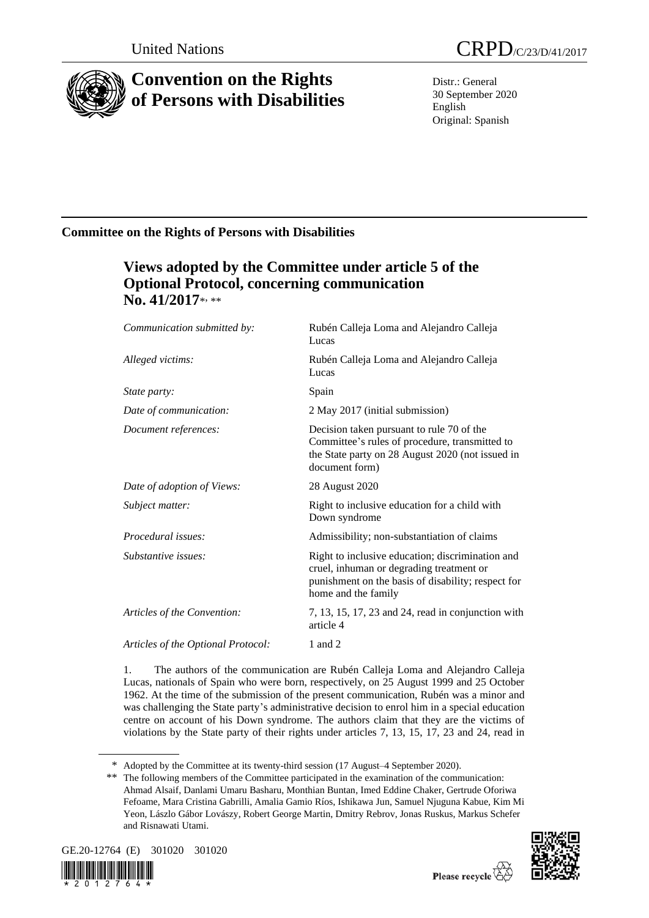United Nations

CRPD/C/23/D/41/2017

# Convention on the Rights of Persons with Disabilities

Distr.: General
30 September 2020
English
Original: Spanish

## Committee on the Rights of Persons with Disabilities

### Views adopted by the Committee under article 5 of the Optional Protocol, concerning communication No. 41/2017*, **

| | |
|---|---|
| *Communication submitted by:* | Rubén Calleja Loma and Alejandro Calleja Lucas |
| *Alleged victims:* | Rubén Calleja Loma and Alejandro Calleja Lucas |
| *State party:* | Spain |
| *Date of communication:* | 2 May 2017 (initial submission) |
| *Document references:* | Decision taken pursuant to rule 70 of the Committee's rules of procedure, transmitted to the State party on 28 August 2020 (not issued in document form) |
| *Date of adoption of Views:* | 28 August 2020 |
| *Subject matter:* | Right to inclusive education for a child with Down syndrome |
| *Procedural issues:* | Admissibility; non-substantiation of claims |
| *Substantive issues:* | Right to inclusive education; discrimination and cruel, inhuman or degrading treatment or punishment on the basis of disability; respect for home and the family |
| *Articles of the Convention:* | 7, 13, 15, 17, 23 and 24, read in conjunction with article 4 |
| *Articles of the Optional Protocol:* | 1 and 2 |

1. The authors of the communication are Rubén Calleja Loma and Alejandro Calleja Lucas, nationals of Spain who were born, respectively, on 25 August 1999 and 25 October 1962. At the time of the submission of the present communication, Rubén was a minor and was challenging the State party's administrative decision to enrol him in a special education centre on account of his Down syndrome. The authors claim that they are the victims of violations by the State party of their rights under articles 7, 13, 15, 17, 23 and 24, read in

\* Adopted by the Committee at its twenty-third session (17 August–4 September 2020).

\*\* The following members of the Committee participated in the examination of the communication: Ahmad Alsaif, Danlami Umaru Basharu, Monthian Buntan, Imed Eddine Chaker, Gertrude Oforiwa Fefoame, Mara Cristina Gabrilli, Amalia Gamio Ríos, Ishikawa Jun, Samuel Njuguna Kabue, Kim Mi Yeon, László Gábor Lovászy, Robert George Martin, Dmitry Rebrov, Jonas Ruskus, Markus Schefer and Risnawati Utami.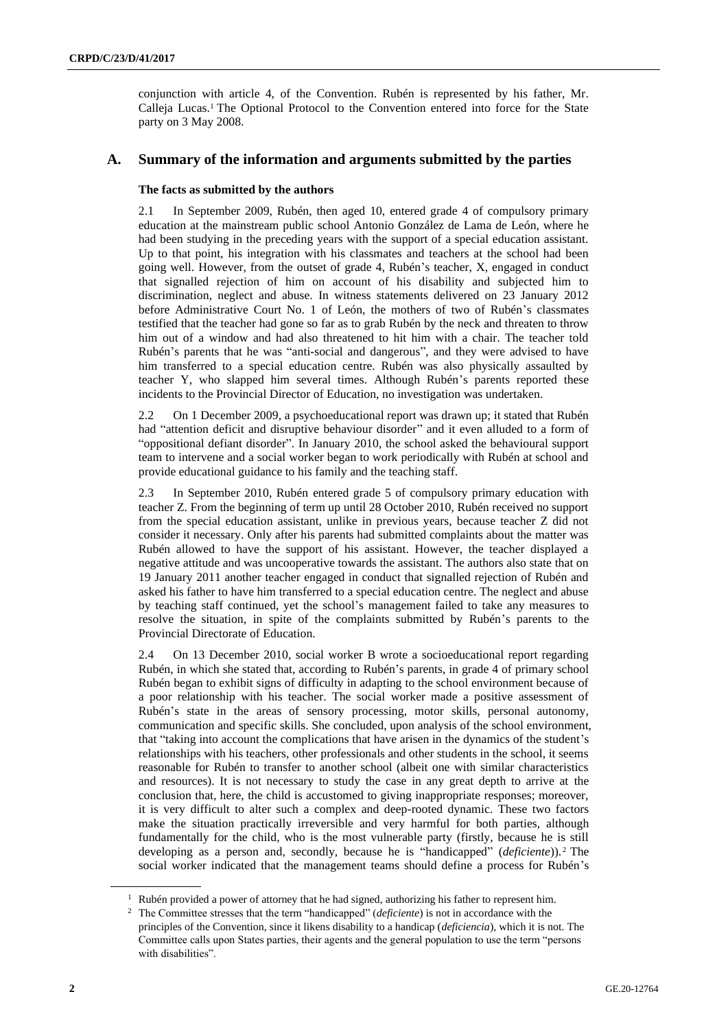conjunction with article 4, of the Convention. Rubén is represented by his father, Mr. Calleja Lucas.[1] The Optional Protocol to the Convention entered into force for the State party on 3 May 2008.

## A. Summary of the information and arguments submitted by the parties

### The facts as submitted by the authors

2.1 In September 2009, Rubén, then aged 10, entered grade 4 of compulsory primary education at the mainstream public school Antonio González de Lama de León, where he had been studying in the preceding years with the support of a special education assistant. Up to that point, his integration with his classmates and teachers at the school had been going well. However, from the outset of grade 4, Rubén's teacher, X, engaged in conduct that signalled rejection of him on account of his disability and subjected him to discrimination, neglect and abuse. In witness statements delivered on 23 January 2012 before Administrative Court No. 1 of León, the mothers of two of Rubén's classmates testified that the teacher had gone so far as to grab Rubén by the neck and threaten to throw him out of a window and had also threatened to hit him with a chair. The teacher told Rubén's parents that he was "anti-social and dangerous", and they were advised to have him transferred to a special education centre. Rubén was also physically assaulted by teacher Y, who slapped him several times. Although Rubén's parents reported these incidents to the Provincial Director of Education, no investigation was undertaken.

2.2 On 1 December 2009, a psychoeducational report was drawn up; it stated that Rubén had "attention deficit and disruptive behaviour disorder" and it even alluded to a form of "oppositional defiant disorder". In January 2010, the school asked the behavioural support team to intervene and a social worker began to work periodically with Rubén at school and provide educational guidance to his family and the teaching staff.

2.3 In September 2010, Rubén entered grade 5 of compulsory primary education with teacher Z. From the beginning of term up until 28 October 2010, Rubén received no support from the special education assistant, unlike in previous years, because teacher Z did not consider it necessary. Only after his parents had submitted complaints about the matter was Rubén allowed to have the support of his assistant. However, the teacher displayed a negative attitude and was uncooperative towards the assistant. The authors also state that on 19 January 2011 another teacher engaged in conduct that signalled rejection of Rubén and asked his father to have him transferred to a special education centre. The neglect and abuse by teaching staff continued, yet the school's management failed to take any measures to resolve the situation, in spite of the complaints submitted by Rubén's parents to the Provincial Directorate of Education.

2.4 On 13 December 2010, social worker B wrote a socioeducational report regarding Rubén, in which she stated that, according to Rubén's parents, in grade 4 of primary school Rubén began to exhibit signs of difficulty in adapting to the school environment because of a poor relationship with his teacher. The social worker made a positive assessment of Rubén's state in the areas of sensory processing, motor skills, personal autonomy, communication and specific skills. She concluded, upon analysis of the school environment, that "taking into account the complications that have arisen in the dynamics of the student's relationships with his teachers, other professionals and other students in the school, it seems reasonable for Rubén to transfer to another school (albeit one with similar characteristics and resources). It is not necessary to study the case in any great depth to arrive at the conclusion that, here, the child is accustomed to giving inappropriate responses; moreover, it is very difficult to alter such a complex and deep-rooted dynamic. These two factors make the situation practically irreversible and very harmful for both parties, although fundamentally for the child, who is the most vulnerable party (firstly, because he is still developing as a person and, secondly, because he is "handicapped" (*deficiente*)).[2] The social worker indicated that the management teams should define a process for Rubén's

[1] Rubén provided a power of attorney that he had signed, authorizing his father to represent him.

[2] The Committee stresses that the term "handicapped" (*deficiente*) is not in accordance with the principles of the Convention, since it likens disability to a handicap (*deficiencia*), which it is not. The Committee calls upon States parties, their agents and the general population to use the term "persons with disabilities".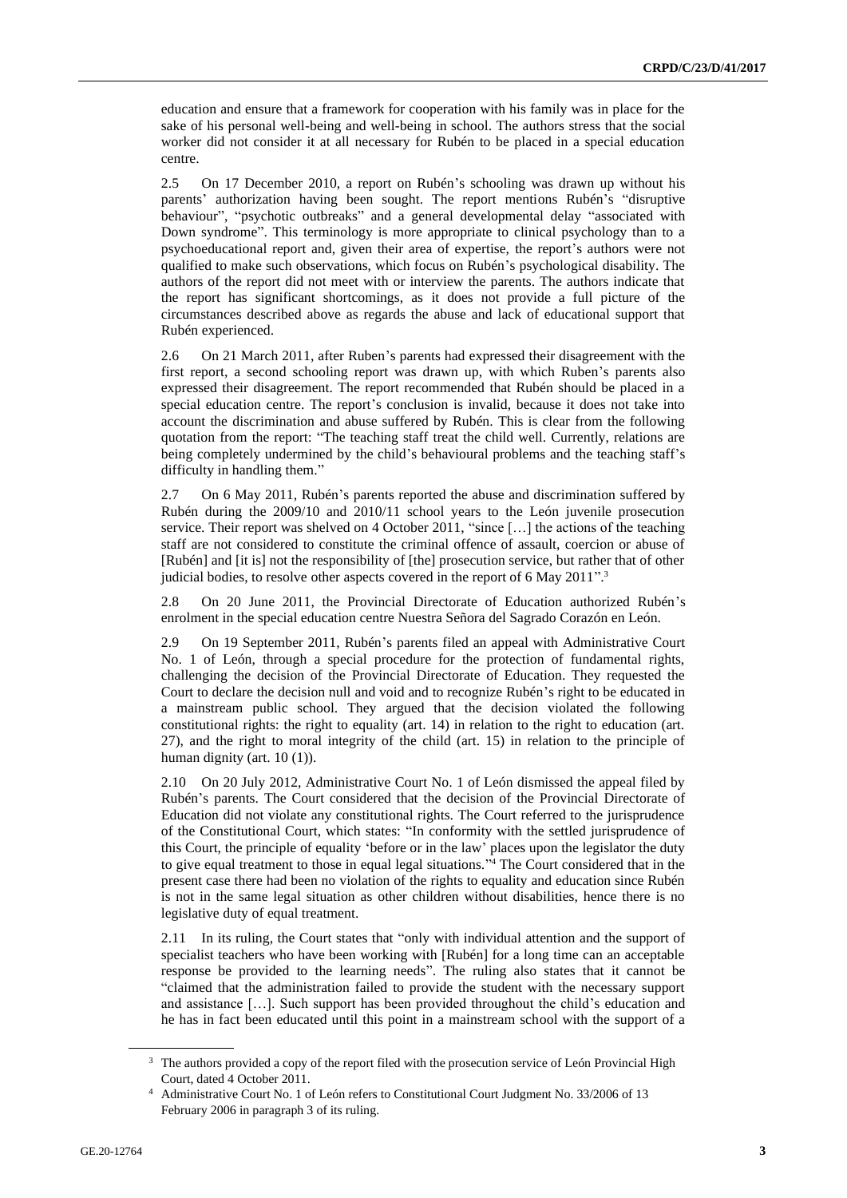education and ensure that a framework for cooperation with his family was in place for the sake of his personal well-being and well-being in school. The authors stress that the social worker did not consider it at all necessary for Rubén to be placed in a special education centre.

2.5 On 17 December 2010, a report on Rubén's schooling was drawn up without his parents' authorization having been sought. The report mentions Rubén's "disruptive behaviour", "psychotic outbreaks" and a general developmental delay "associated with Down syndrome". This terminology is more appropriate to clinical psychology than to a psychoeducational report and, given their area of expertise, the report's authors were not qualified to make such observations, which focus on Rubén's psychological disability. The authors of the report did not meet with or interview the parents. The authors indicate that the report has significant shortcomings, as it does not provide a full picture of the circumstances described above as regards the abuse and lack of educational support that Rubén experienced.

2.6 On 21 March 2011, after Ruben's parents had expressed their disagreement with the first report, a second schooling report was drawn up, with which Ruben's parents also expressed their disagreement. The report recommended that Rubén should be placed in a special education centre. The report's conclusion is invalid, because it does not take into account the discrimination and abuse suffered by Rubén. This is clear from the following quotation from the report: "The teaching staff treat the child well. Currently, relations are being completely undermined by the child's behavioural problems and the teaching staff's difficulty in handling them."

2.7 On 6 May 2011, Rubén's parents reported the abuse and discrimination suffered by Rubén during the 2009/10 and 2010/11 school years to the León juvenile prosecution service. Their report was shelved on 4 October 2011, "since […] the actions of the teaching staff are not considered to constitute the criminal offence of assault, coercion or abuse of [Rubén] and [it is] not the responsibility of [the] prosecution service, but rather that of other judicial bodies, to resolve other aspects covered in the report of 6 May 2011".[3]

2.8 On 20 June 2011, the Provincial Directorate of Education authorized Rubén's enrolment in the special education centre Nuestra Señora del Sagrado Corazón en León.

2.9 On 19 September 2011, Rubén's parents filed an appeal with Administrative Court No. 1 of León, through a special procedure for the protection of fundamental rights, challenging the decision of the Provincial Directorate of Education. They requested the Court to declare the decision null and void and to recognize Rubén's right to be educated in a mainstream public school. They argued that the decision violated the following constitutional rights: the right to equality (art. 14) in relation to the right to education (art. 27), and the right to moral integrity of the child (art. 15) in relation to the principle of human dignity (art. 10 (1)).

2.10 On 20 July 2012, Administrative Court No. 1 of León dismissed the appeal filed by Rubén's parents. The Court considered that the decision of the Provincial Directorate of Education did not violate any constitutional rights. The Court referred to the jurisprudence of the Constitutional Court, which states: "In conformity with the settled jurisprudence of this Court, the principle of equality 'before or in the law' places upon the legislator the duty to give equal treatment to those in equal legal situations."[4] The Court considered that in the present case there had been no violation of the rights to equality and education since Rubén is not in the same legal situation as other children without disabilities, hence there is no legislative duty of equal treatment.

2.11 In its ruling, the Court states that "only with individual attention and the support of specialist teachers who have been working with [Rubén] for a long time can an acceptable response be provided to the learning needs". The ruling also states that it cannot be "claimed that the administration failed to provide the student with the necessary support and assistance […]. Such support has been provided throughout the child's education and he has in fact been educated until this point in a mainstream school with the support of a

---

[3] The authors provided a copy of the report filed with the prosecution service of León Provincial High Court, dated 4 October 2011.

[4] Administrative Court No. 1 of León refers to Constitutional Court Judgment No. 33/2006 of 13 February 2006 in paragraph 3 of its ruling.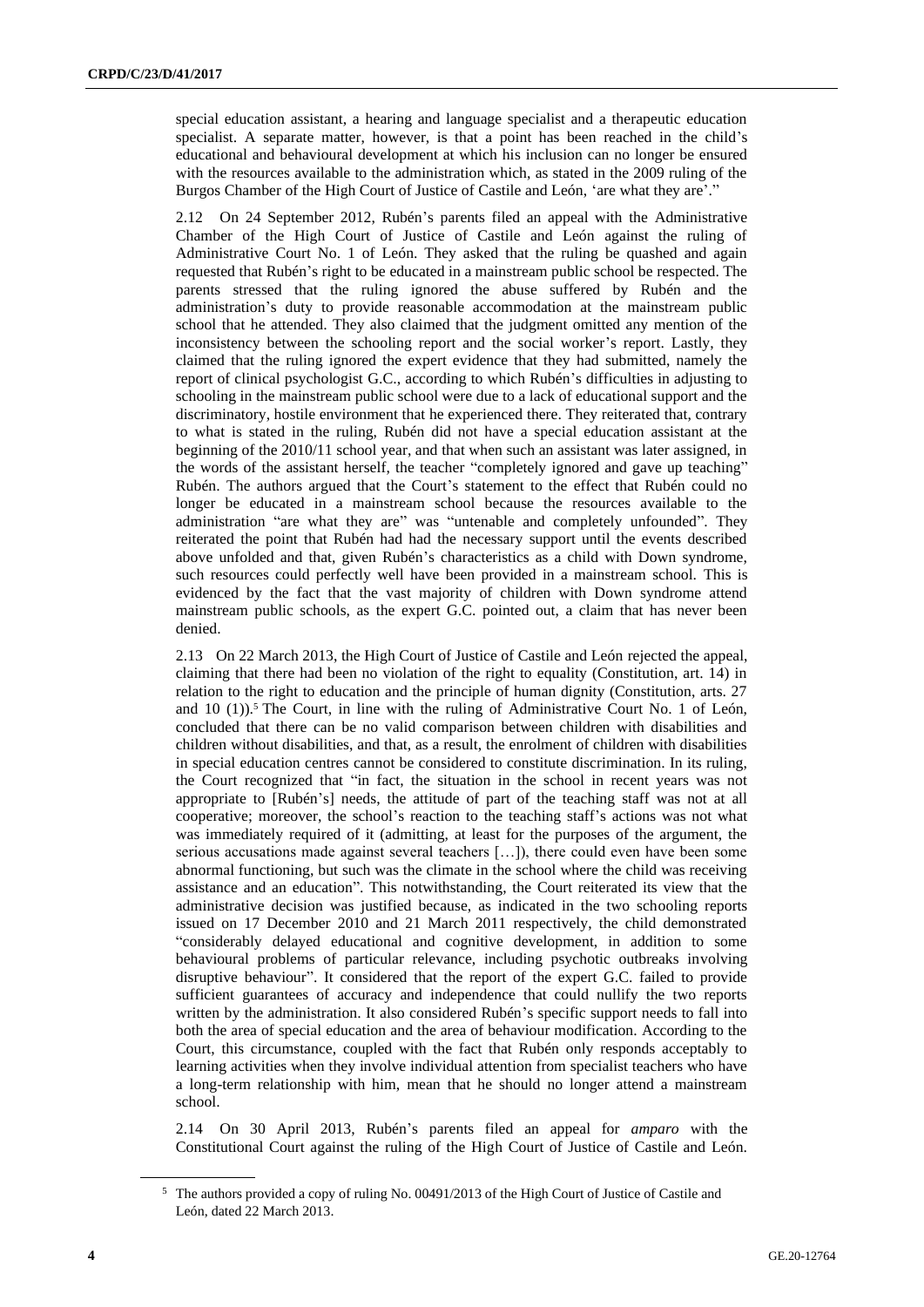special education assistant, a hearing and language specialist and a therapeutic education specialist. A separate matter, however, is that a point has been reached in the child's educational and behavioural development at which his inclusion can no longer be ensured with the resources available to the administration which, as stated in the 2009 ruling of the Burgos Chamber of the High Court of Justice of Castile and León, 'are what they are'."

2.12 On 24 September 2012, Rubén's parents filed an appeal with the Administrative Chamber of the High Court of Justice of Castile and León against the ruling of Administrative Court No. 1 of León. They asked that the ruling be quashed and again requested that Rubén's right to be educated in a mainstream public school be respected. The parents stressed that the ruling ignored the abuse suffered by Rubén and the administration's duty to provide reasonable accommodation at the mainstream public school that he attended. They also claimed that the judgment omitted any mention of the inconsistency between the schooling report and the social worker's report. Lastly, they claimed that the ruling ignored the expert evidence that they had submitted, namely the report of clinical psychologist G.C., according to which Rubén's difficulties in adjusting to schooling in the mainstream public school were due to a lack of educational support and the discriminatory, hostile environment that he experienced there. They reiterated that, contrary to what is stated in the ruling, Rubén did not have a special education assistant at the beginning of the 2010/11 school year, and that when such an assistant was later assigned, in the words of the assistant herself, the teacher "completely ignored and gave up teaching" Rubén. The authors argued that the Court's statement to the effect that Rubén could no longer be educated in a mainstream school because the resources available to the administration "are what they are" was "untenable and completely unfounded". They reiterated the point that Rubén had had the necessary support until the events described above unfolded and that, given Rubén's characteristics as a child with Down syndrome, such resources could perfectly well have been provided in a mainstream school. This is evidenced by the fact that the vast majority of children with Down syndrome attend mainstream public schools, as the expert G.C. pointed out, a claim that has never been denied.

2.13 On 22 March 2013, the High Court of Justice of Castile and León rejected the appeal, claiming that there had been no violation of the right to equality (Constitution, art. 14) in relation to the right to education and the principle of human dignity (Constitution, arts. 27 and 10 (1)).[5] The Court, in line with the ruling of Administrative Court No. 1 of León, concluded that there can be no valid comparison between children with disabilities and children without disabilities, and that, as a result, the enrolment of children with disabilities in special education centres cannot be considered to constitute discrimination. In its ruling, the Court recognized that "in fact, the situation in the school in recent years was not appropriate to [Rubén's] needs, the attitude of part of the teaching staff was not at all cooperative; moreover, the school's reaction to the teaching staff's actions was not what was immediately required of it (admitting, at least for the purposes of the argument, the serious accusations made against several teachers […]), there could even have been some abnormal functioning, but such was the climate in the school where the child was receiving assistance and an education". This notwithstanding, the Court reiterated its view that the administrative decision was justified because, as indicated in the two schooling reports issued on 17 December 2010 and 21 March 2011 respectively, the child demonstrated "considerably delayed educational and cognitive development, in addition to some behavioural problems of particular relevance, including psychotic outbreaks involving disruptive behaviour". It considered that the report of the expert G.C. failed to provide sufficient guarantees of accuracy and independence that could nullify the two reports written by the administration. It also considered Rubén's specific support needs to fall into both the area of special education and the area of behaviour modification. According to the Court, this circumstance, coupled with the fact that Rubén only responds acceptably to learning activities when they involve individual attention from specialist teachers who have a long-term relationship with him, mean that he should no longer attend a mainstream school.

2.14 On 30 April 2013, Rubén's parents filed an appeal for *amparo* with the Constitutional Court against the ruling of the High Court of Justice of Castile and León.

[5] The authors provided a copy of ruling No. 00491/2013 of the High Court of Justice of Castile and León, dated 22 March 2013.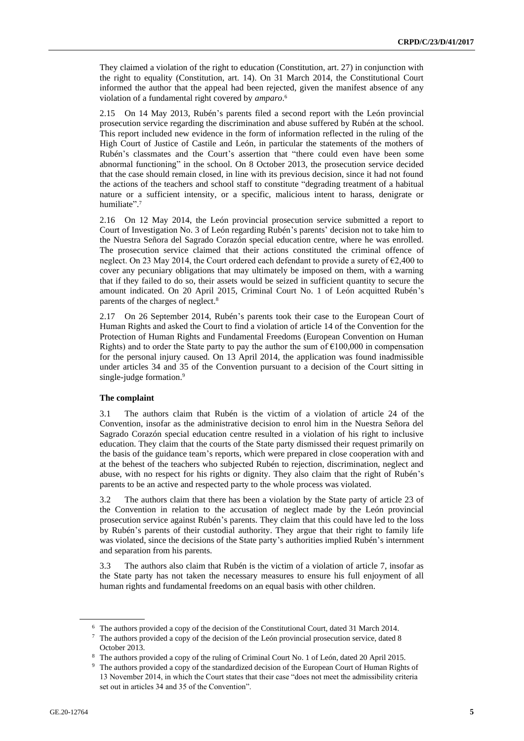They claimed a violation of the right to education (Constitution, art. 27) in conjunction with the right to equality (Constitution, art. 14). On 31 March 2014, the Constitutional Court informed the author that the appeal had been rejected, given the manifest absence of any violation of a fundamental right covered by *amparo*.[6]

2.15 On 14 May 2013, Rubén's parents filed a second report with the León provincial prosecution service regarding the discrimination and abuse suffered by Rubén at the school. This report included new evidence in the form of information reflected in the ruling of the High Court of Justice of Castile and León, in particular the statements of the mothers of Rubén's classmates and the Court's assertion that "there could even have been some abnormal functioning" in the school. On 8 October 2013, the prosecution service decided that the case should remain closed, in line with its previous decision, since it had not found the actions of the teachers and school staff to constitute "degrading treatment of a habitual nature or a sufficient intensity, or a specific, malicious intent to harass, denigrate or humiliate".[7]

2.16 On 12 May 2014, the León provincial prosecution service submitted a report to Court of Investigation No. 3 of León regarding Rubén's parents' decision not to take him to the Nuestra Señora del Sagrado Corazón special education centre, where he was enrolled. The prosecution service claimed that their actions constituted the criminal offence of neglect. On 23 May 2014, the Court ordered each defendant to provide a surety of €2,400 to cover any pecuniary obligations that may ultimately be imposed on them, with a warning that if they failed to do so, their assets would be seized in sufficient quantity to secure the amount indicated. On 20 April 2015, Criminal Court No. 1 of León acquitted Rubén's parents of the charges of neglect.[8]

2.17 On 26 September 2014, Rubén's parents took their case to the European Court of Human Rights and asked the Court to find a violation of article 14 of the Convention for the Protection of Human Rights and Fundamental Freedoms (European Convention on Human Rights) and to order the State party to pay the author the sum of €100,000 in compensation for the personal injury caused. On 13 April 2014, the application was found inadmissible under articles 34 and 35 of the Convention pursuant to a decision of the Court sitting in single-judge formation.[9]

### The complaint

3.1 The authors claim that Rubén is the victim of a violation of article 24 of the Convention, insofar as the administrative decision to enrol him in the Nuestra Señora del Sagrado Corazón special education centre resulted in a violation of his right to inclusive education. They claim that the courts of the State party dismissed their request primarily on the basis of the guidance team's reports, which were prepared in close cooperation with and at the behest of the teachers who subjected Rubén to rejection, discrimination, neglect and abuse, with no respect for his rights or dignity. They also claim that the right of Rubén's parents to be an active and respected party to the whole process was violated.

3.2 The authors claim that there has been a violation by the State party of article 23 of the Convention in relation to the accusation of neglect made by the León provincial prosecution service against Rubén's parents. They claim that this could have led to the loss by Rubén's parents of their custodial authority. They argue that their right to family life was violated, since the decisions of the State party's authorities implied Rubén's internment and separation from his parents.

3.3 The authors also claim that Rubén is the victim of a violation of article 7, insofar as the State party has not taken the necessary measures to ensure his full enjoyment of all human rights and fundamental freedoms on an equal basis with other children.

---

[6] The authors provided a copy of the decision of the Constitutional Court, dated 31 March 2014.

[7] The authors provided a copy of the decision of the León provincial prosecution service, dated 8 October 2013.

[8] The authors provided a copy of the ruling of Criminal Court No. 1 of León, dated 20 April 2015.

[9] The authors provided a copy of the standardized decision of the European Court of Human Rights of 13 November 2014, in which the Court states that their case "does not meet the admissibility criteria set out in articles 34 and 35 of the Convention".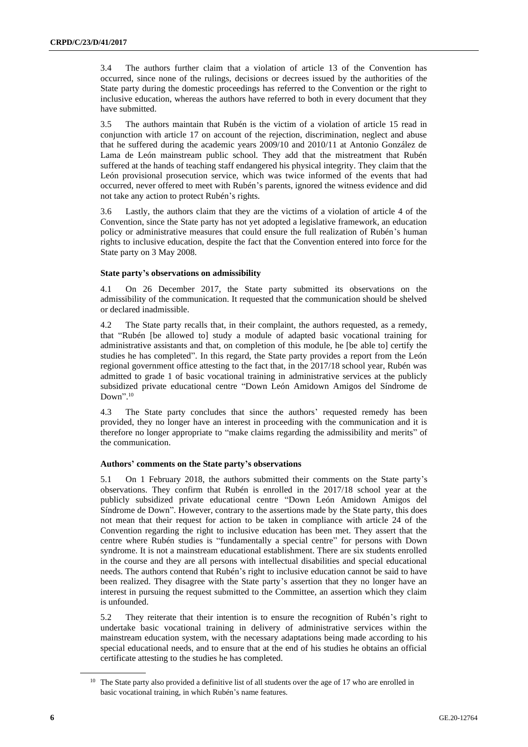3.4 The authors further claim that a violation of article 13 of the Convention has occurred, since none of the rulings, decisions or decrees issued by the authorities of the State party during the domestic proceedings has referred to the Convention or the right to inclusive education, whereas the authors have referred to both in every document that they have submitted.

3.5 The authors maintain that Rubén is the victim of a violation of article 15 read in conjunction with article 17 on account of the rejection, discrimination, neglect and abuse that he suffered during the academic years 2009/10 and 2010/11 at Antonio González de Lama de León mainstream public school. They add that the mistreatment that Rubén suffered at the hands of teaching staff endangered his physical integrity. They claim that the León provisional prosecution service, which was twice informed of the events that had occurred, never offered to meet with Rubén's parents, ignored the witness evidence and did not take any action to protect Rubén's rights.

3.6 Lastly, the authors claim that they are the victims of a violation of article 4 of the Convention, since the State party has not yet adopted a legislative framework, an education policy or administrative measures that could ensure the full realization of Rubén's human rights to inclusive education, despite the fact that the Convention entered into force for the State party on 3 May 2008.

### State party's observations on admissibility

4.1 On 26 December 2017, the State party submitted its observations on the admissibility of the communication. It requested that the communication should be shelved or declared inadmissible.

4.2 The State party recalls that, in their complaint, the authors requested, as a remedy, that "Rubén [be allowed to] study a module of adapted basic vocational training for administrative assistants and that, on completion of this module, he [be able to] certify the studies he has completed". In this regard, the State party provides a report from the León regional government office attesting to the fact that, in the 2017/18 school year, Rubén was admitted to grade 1 of basic vocational training in administrative services at the publicly subsidized private educational centre "Down León Amidown Amigos del Síndrome de Down".[10]

4.3 The State party concludes that since the authors' requested remedy has been provided, they no longer have an interest in proceeding with the communication and it is therefore no longer appropriate to "make claims regarding the admissibility and merits" of the communication.

### Authors' comments on the State party's observations

5.1 On 1 February 2018, the authors submitted their comments on the State party's observations. They confirm that Rubén is enrolled in the 2017/18 school year at the publicly subsidized private educational centre "Down León Amidown Amigos del Síndrome de Down". However, contrary to the assertions made by the State party, this does not mean that their request for action to be taken in compliance with article 24 of the Convention regarding the right to inclusive education has been met. They assert that the centre where Rubén studies is "fundamentally a special centre" for persons with Down syndrome. It is not a mainstream educational establishment. There are six students enrolled in the course and they are all persons with intellectual disabilities and special educational needs. The authors contend that Rubén's right to inclusive education cannot be said to have been realized. They disagree with the State party's assertion that they no longer have an interest in pursuing the request submitted to the Committee, an assertion which they claim is unfounded.

5.2 They reiterate that their intention is to ensure the recognition of Rubén's right to undertake basic vocational training in delivery of administrative services within the mainstream education system, with the necessary adaptations being made according to his special educational needs, and to ensure that at the end of his studies he obtains an official certificate attesting to the studies he has completed.

---

[10] The State party also provided a definitive list of all students over the age of 17 who are enrolled in basic vocational training, in which Rubén's name features.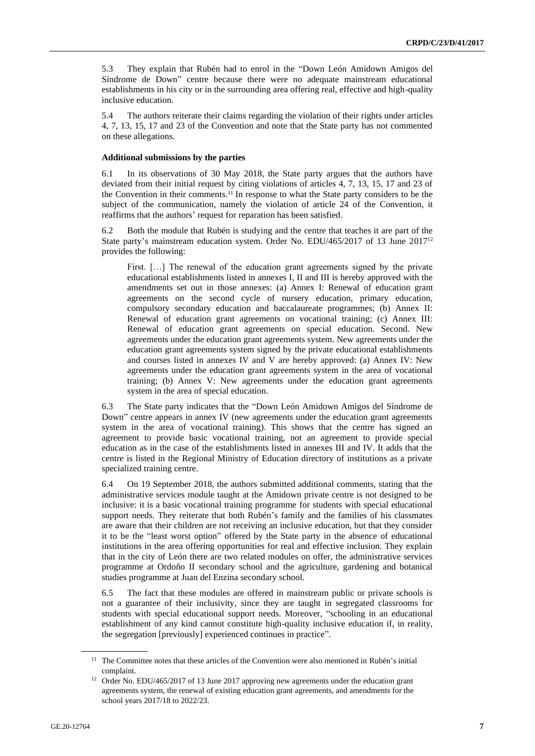5.3 They explain that Rubén had to enrol in the "Down León Amidown Amigos del Síndrome de Down" centre because there were no adequate mainstream educational establishments in his city or in the surrounding area offering real, effective and high-quality inclusive education.

5.4 The authors reiterate their claims regarding the violation of their rights under articles 4, 7, 13, 15, 17 and 23 of the Convention and note that the State party has not commented on these allegations.

**Additional submissions by the parties**

6.1 In its observations of 30 May 2018, the State party argues that the authors have deviated from their initial request by citing violations of articles 4, 7, 13, 15, 17 and 23 of the Convention in their comments.[11] In response to what the State party considers to be the subject of the communication, namely the violation of article 24 of the Convention, it reaffirms that the authors' request for reparation has been satisfied.

6.2 Both the module that Rubén is studying and the centre that teaches it are part of the State party's mainstream education system. Order No. EDU/465/2017 of 13 June 2017[12] provides the following:

> First. […] The renewal of the education grant agreements signed by the private educational establishments listed in annexes I, II and III is hereby approved with the amendments set out in those annexes: (a) Annex I: Renewal of education grant agreements on the second cycle of nursery education, primary education, compulsory secondary education and baccalaureate programmes; (b) Annex II: Renewal of education grant agreements on vocational training; (c) Annex III: Renewal of education grant agreements on special education. Second. New agreements under the education grant agreements system. New agreements under the education grant agreements system signed by the private educational establishments and courses listed in annexes IV and V are hereby approved: (a) Annex IV: New agreements under the education grant agreements system in the area of vocational training; (b) Annex V: New agreements under the education grant agreements system in the area of special education.

6.3 The State party indicates that the "Down León Amidown Amigos del Síndrome de Down" centre appears in annex IV (new agreements under the education grant agreements system in the area of vocational training). This shows that the centre has signed an agreement to provide basic vocational training, not an agreement to provide special education as in the case of the establishments listed in annexes III and IV. It adds that the centre is listed in the Regional Ministry of Education directory of institutions as a private specialized training centre.

6.4 On 19 September 2018, the authors submitted additional comments, stating that the administrative services module taught at the Amidown private centre is not designed to be inclusive: it is a basic vocational training programme for students with special educational support needs. They reiterate that both Rubén's family and the families of his classmates are aware that their children are not receiving an inclusive education, but that they consider it to be the "least worst option" offered by the State party in the absence of educational institutions in the area offering opportunities for real and effective inclusion. They explain that in the city of León there are two related modules on offer, the administrative services programme at Ordoño II secondary school and the agriculture, gardening and botanical studies programme at Juan del Enzina secondary school.

6.5 The fact that these modules are offered in mainstream public or private schools is not a guarantee of their inclusivity, since they are taught in segregated classrooms for students with special educational support needs. Moreover, "schooling in an educational establishment of any kind cannot constitute high-quality inclusive education if, in reality, the segregation [previously] experienced continues in practice".

---

[11] The Committee notes that these articles of the Convention were also mentioned in Rubén's initial complaint.

[12] Order No. EDU/465/2017 of 13 June 2017 approving new agreements under the education grant agreements system, the renewal of existing education grant agreements, and amendments for the school years 2017/18 to 2022/23.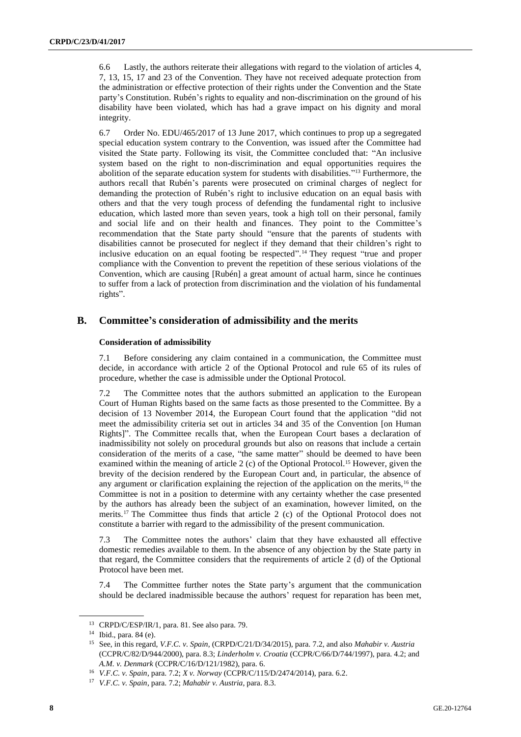6.6 Lastly, the authors reiterate their allegations with regard to the violation of articles 4, 7, 13, 15, 17 and 23 of the Convention. They have not received adequate protection from the administration or effective protection of their rights under the Convention and the State party's Constitution. Rubén's rights to equality and non-discrimination on the ground of his disability have been violated, which has had a grave impact on his dignity and moral integrity.

6.7 Order No. EDU/465/2017 of 13 June 2017, which continues to prop up a segregated special education system contrary to the Convention, was issued after the Committee had visited the State party. Following its visit, the Committee concluded that: "An inclusive system based on the right to non-discrimination and equal opportunities requires the abolition of the separate education system for students with disabilities."[13] Furthermore, the authors recall that Rubén's parents were prosecuted on criminal charges of neglect for demanding the protection of Rubén's right to inclusive education on an equal basis with others and that the very tough process of defending the fundamental right to inclusive education, which lasted more than seven years, took a high toll on their personal, family and social life and on their health and finances. They point to the Committee's recommendation that the State party should "ensure that the parents of students with disabilities cannot be prosecuted for neglect if they demand that their children's right to inclusive education on an equal footing be respected".[14] They request "true and proper compliance with the Convention to prevent the repetition of these serious violations of the Convention, which are causing [Rubén] a great amount of actual harm, since he continues to suffer from a lack of protection from discrimination and the violation of his fundamental rights".

## B. Committee's consideration of admissibility and the merits

### Consideration of admissibility

7.1 Before considering any claim contained in a communication, the Committee must decide, in accordance with article 2 of the Optional Protocol and rule 65 of its rules of procedure, whether the case is admissible under the Optional Protocol.

7.2 The Committee notes that the authors submitted an application to the European Court of Human Rights based on the same facts as those presented to the Committee. By a decision of 13 November 2014, the European Court found that the application "did not meet the admissibility criteria set out in articles 34 and 35 of the Convention [on Human Rights]". The Committee recalls that, when the European Court bases a declaration of inadmissibility not solely on procedural grounds but also on reasons that include a certain consideration of the merits of a case, "the same matter" should be deemed to have been examined within the meaning of article 2 (c) of the Optional Protocol.[15] However, given the brevity of the decision rendered by the European Court and, in particular, the absence of any argument or clarification explaining the rejection of the application on the merits,[16] the Committee is not in a position to determine with any certainty whether the case presented by the authors has already been the subject of an examination, however limited, on the merits.[17] The Committee thus finds that article 2 (c) of the Optional Protocol does not constitute a barrier with regard to the admissibility of the present communication.

7.3 The Committee notes the authors' claim that they have exhausted all effective domestic remedies available to them. In the absence of any objection by the State party in that regard, the Committee considers that the requirements of article 2 (d) of the Optional Protocol have been met.

7.4 The Committee further notes the State party's argument that the communication should be declared inadmissible because the authors' request for reparation has been met,

---

[13] CRPD/C/ESP/IR/1, para. 81. See also para. 79.

[14] Ibid., para. 84 (e).

[15] See, in this regard, *V.F.C. v. Spain*, (CRPD/C/21/D/34/2015), para. 7.2, and also *Mahabir v. Austria* (CCPR/C/82/D/944/2000), para. 8.3; *Linderholm v. Croatia* (CCPR/C/66/D/744/1997), para. 4.2; and *A.M. v. Denmark* (CCPR/C/16/D/121/1982), para. 6.

[16] *V.F.C. v. Spain*, para. 7.2; *X v. Norway* (CCPR/C/115/D/2474/2014), para. 6.2.

[17] *V.F.C. v. Spain*, para. 7.2; *Mahabir v. Austria*, para. 8.3.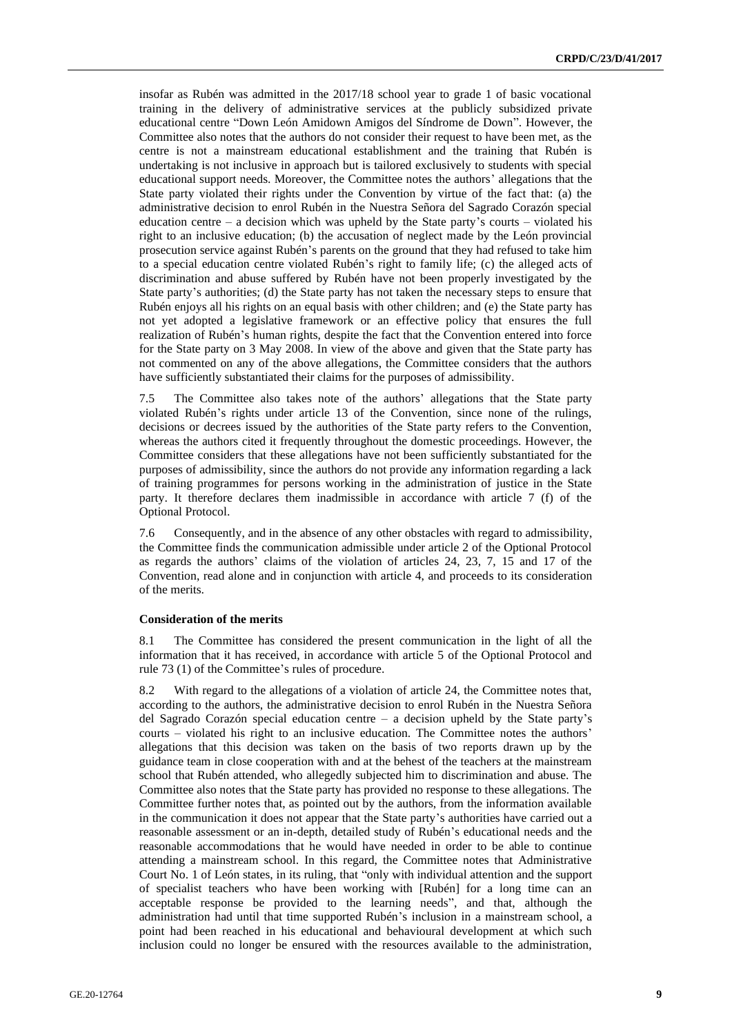insofar as Rubén was admitted in the 2017/18 school year to grade 1 of basic vocational training in the delivery of administrative services at the publicly subsidized private educational centre "Down León Amidown Amigos del Síndrome de Down". However, the Committee also notes that the authors do not consider their request to have been met, as the centre is not a mainstream educational establishment and the training that Rubén is undertaking is not inclusive in approach but is tailored exclusively to students with special educational support needs. Moreover, the Committee notes the authors' allegations that the State party violated their rights under the Convention by virtue of the fact that: (a) the administrative decision to enrol Rubén in the Nuestra Señora del Sagrado Corazón special education centre – a decision which was upheld by the State party's courts – violated his right to an inclusive education; (b) the accusation of neglect made by the León provincial prosecution service against Rubén's parents on the ground that they had refused to take him to a special education centre violated Rubén's right to family life; (c) the alleged acts of discrimination and abuse suffered by Rubén have not been properly investigated by the State party's authorities; (d) the State party has not taken the necessary steps to ensure that Rubén enjoys all his rights on an equal basis with other children; and (e) the State party has not yet adopted a legislative framework or an effective policy that ensures the full realization of Rubén's human rights, despite the fact that the Convention entered into force for the State party on 3 May 2008. In view of the above and given that the State party has not commented on any of the above allegations, the Committee considers that the authors have sufficiently substantiated their claims for the purposes of admissibility.

7.5 The Committee also takes note of the authors' allegations that the State party violated Rubén's rights under article 13 of the Convention, since none of the rulings, decisions or decrees issued by the authorities of the State party refers to the Convention, whereas the authors cited it frequently throughout the domestic proceedings. However, the Committee considers that these allegations have not been sufficiently substantiated for the purposes of admissibility, since the authors do not provide any information regarding a lack of training programmes for persons working in the administration of justice in the State party. It therefore declares them inadmissible in accordance with article 7 (f) of the Optional Protocol.

7.6 Consequently, and in the absence of any other obstacles with regard to admissibility, the Committee finds the communication admissible under article 2 of the Optional Protocol as regards the authors' claims of the violation of articles 24, 23, 7, 15 and 17 of the Convention, read alone and in conjunction with article 4, and proceeds to its consideration of the merits.

### Consideration of the merits

8.1 The Committee has considered the present communication in the light of all the information that it has received, in accordance with article 5 of the Optional Protocol and rule 73 (1) of the Committee's rules of procedure.

8.2 With regard to the allegations of a violation of article 24, the Committee notes that, according to the authors, the administrative decision to enrol Rubén in the Nuestra Señora del Sagrado Corazón special education centre – a decision upheld by the State party's courts – violated his right to an inclusive education. The Committee notes the authors' allegations that this decision was taken on the basis of two reports drawn up by the guidance team in close cooperation with and at the behest of the teachers at the mainstream school that Rubén attended, who allegedly subjected him to discrimination and abuse. The Committee also notes that the State party has provided no response to these allegations. The Committee further notes that, as pointed out by the authors, from the information available in the communication it does not appear that the State party's authorities have carried out a reasonable assessment or an in-depth, detailed study of Rubén's educational needs and the reasonable accommodations that he would have needed in order to be able to continue attending a mainstream school. In this regard, the Committee notes that Administrative Court No. 1 of León states, in its ruling, that "only with individual attention and the support of specialist teachers who have been working with [Rubén] for a long time can an acceptable response be provided to the learning needs", and that, although the administration had until that time supported Rubén's inclusion in a mainstream school, a point had been reached in his educational and behavioural development at which such inclusion could no longer be ensured with the resources available to the administration,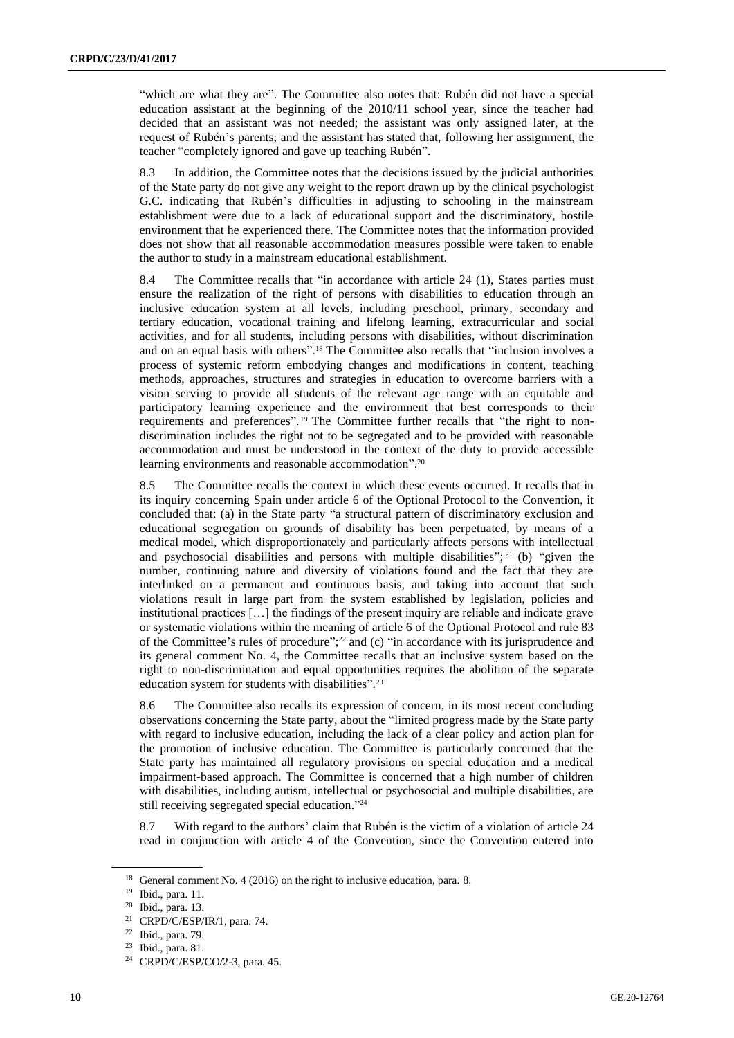"which are what they are". The Committee also notes that: Rubén did not have a special education assistant at the beginning of the 2010/11 school year, since the teacher had decided that an assistant was not needed; the assistant was only assigned later, at the request of Rubén's parents; and the assistant has stated that, following her assignment, the teacher "completely ignored and gave up teaching Rubén".

8.3 In addition, the Committee notes that the decisions issued by the judicial authorities of the State party do not give any weight to the report drawn up by the clinical psychologist G.C. indicating that Rubén's difficulties in adjusting to schooling in the mainstream establishment were due to a lack of educational support and the discriminatory, hostile environment that he experienced there. The Committee notes that the information provided does not show that all reasonable accommodation measures possible were taken to enable the author to study in a mainstream educational establishment.

8.4 The Committee recalls that "in accordance with article 24 (1), States parties must ensure the realization of the right of persons with disabilities to education through an inclusive education system at all levels, including preschool, primary, secondary and tertiary education, vocational training and lifelong learning, extracurricular and social activities, and for all students, including persons with disabilities, without discrimination and on an equal basis with others".[18] The Committee also recalls that "inclusion involves a process of systemic reform embodying changes and modifications in content, teaching methods, approaches, structures and strategies in education to overcome barriers with a vision serving to provide all students of the relevant age range with an equitable and participatory learning experience and the environment that best corresponds to their requirements and preferences".[19] The Committee further recalls that "the right to non-discrimination includes the right not to be segregated and to be provided with reasonable accommodation and must be understood in the context of the duty to provide accessible learning environments and reasonable accommodation".[20]

8.5 The Committee recalls the context in which these events occurred. It recalls that in its inquiry concerning Spain under article 6 of the Optional Protocol to the Convention, it concluded that: (a) in the State party "a structural pattern of discriminatory exclusion and educational segregation on grounds of disability has been perpetuated, by means of a medical model, which disproportionately and particularly affects persons with intellectual and psychosocial disabilities and persons with multiple disabilities";[21] (b) "given the number, continuing nature and diversity of violations found and the fact that they are interlinked on a permanent and continuous basis, and taking into account that such violations result in large part from the system established by legislation, policies and institutional practices […] the findings of the present inquiry are reliable and indicate grave or systematic violations within the meaning of article 6 of the Optional Protocol and rule 83 of the Committee's rules of procedure";[22] and (c) "in accordance with its jurisprudence and its general comment No. 4, the Committee recalls that an inclusive system based on the right to non-discrimination and equal opportunities requires the abolition of the separate education system for students with disabilities".[23]

8.6 The Committee also recalls its expression of concern, in its most recent concluding observations concerning the State party, about the "limited progress made by the State party with regard to inclusive education, including the lack of a clear policy and action plan for the promotion of inclusive education. The Committee is particularly concerned that the State party has maintained all regulatory provisions on special education and a medical impairment-based approach. The Committee is concerned that a high number of children with disabilities, including autism, intellectual or psychosocial and multiple disabilities, are still receiving segregated special education."[24]

8.7 With regard to the authors' claim that Rubén is the victim of a violation of article 24 read in conjunction with article 4 of the Convention, since the Convention entered into

[18] General comment No. 4 (2016) on the right to inclusive education, para. 8.

[19] Ibid., para. 11.

[20] Ibid., para. 13.

[21] CRPD/C/ESP/IR/1, para. 74.

[22] Ibid., para. 79.

[23] Ibid., para. 81.

[24] CRPD/C/ESP/CO/2-3, para. 45.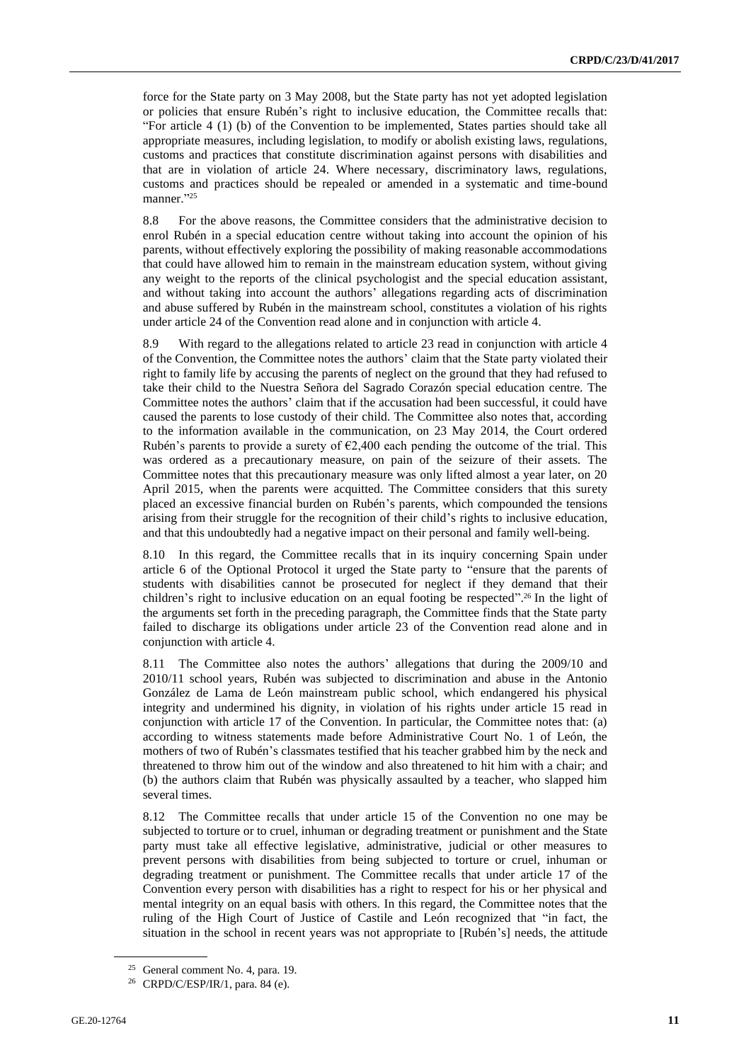force for the State party on 3 May 2008, but the State party has not yet adopted legislation or policies that ensure Rubén's right to inclusive education, the Committee recalls that: "For article 4 (1) (b) of the Convention to be implemented, States parties should take all appropriate measures, including legislation, to modify or abolish existing laws, regulations, customs and practices that constitute discrimination against persons with disabilities and that are in violation of article 24. Where necessary, discriminatory laws, regulations, customs and practices should be repealed or amended in a systematic and time-bound manner."[25]

8.8 For the above reasons, the Committee considers that the administrative decision to enrol Rubén in a special education centre without taking into account the opinion of his parents, without effectively exploring the possibility of making reasonable accommodations that could have allowed him to remain in the mainstream education system, without giving any weight to the reports of the clinical psychologist and the special education assistant, and without taking into account the authors' allegations regarding acts of discrimination and abuse suffered by Rubén in the mainstream school, constitutes a violation of his rights under article 24 of the Convention read alone and in conjunction with article 4.

8.9 With regard to the allegations related to article 23 read in conjunction with article 4 of the Convention, the Committee notes the authors' claim that the State party violated their right to family life by accusing the parents of neglect on the ground that they had refused to take their child to the Nuestra Señora del Sagrado Corazón special education centre. The Committee notes the authors' claim that if the accusation had been successful, it could have caused the parents to lose custody of their child. The Committee also notes that, according to the information available in the communication, on 23 May 2014, the Court ordered Rubén's parents to provide a surety of €2,400 each pending the outcome of the trial. This was ordered as a precautionary measure, on pain of the seizure of their assets. The Committee notes that this precautionary measure was only lifted almost a year later, on 20 April 2015, when the parents were acquitted. The Committee considers that this surety placed an excessive financial burden on Rubén's parents, which compounded the tensions arising from their struggle for the recognition of their child's rights to inclusive education, and that this undoubtedly had a negative impact on their personal and family well-being.

8.10 In this regard, the Committee recalls that in its inquiry concerning Spain under article 6 of the Optional Protocol it urged the State party to "ensure that the parents of students with disabilities cannot be prosecuted for neglect if they demand that their children's right to inclusive education on an equal footing be respected".[26] In the light of the arguments set forth in the preceding paragraph, the Committee finds that the State party failed to discharge its obligations under article 23 of the Convention read alone and in conjunction with article 4.

8.11 The Committee also notes the authors' allegations that during the 2009/10 and 2010/11 school years, Rubén was subjected to discrimination and abuse in the Antonio González de Lama de León mainstream public school, which endangered his physical integrity and undermined his dignity, in violation of his rights under article 15 read in conjunction with article 17 of the Convention. In particular, the Committee notes that: (a) according to witness statements made before Administrative Court No. 1 of León, the mothers of two of Rubén's classmates testified that his teacher grabbed him by the neck and threatened to throw him out of the window and also threatened to hit him with a chair; and (b) the authors claim that Rubén was physically assaulted by a teacher, who slapped him several times.

8.12 The Committee recalls that under article 15 of the Convention no one may be subjected to torture or to cruel, inhuman or degrading treatment or punishment and the State party must take all effective legislative, administrative, judicial or other measures to prevent persons with disabilities from being subjected to torture or cruel, inhuman or degrading treatment or punishment. The Committee recalls that under article 17 of the Convention every person with disabilities has a right to respect for his or her physical and mental integrity on an equal basis with others. In this regard, the Committee notes that the ruling of the High Court of Justice of Castile and León recognized that "in fact, the situation in the school in recent years was not appropriate to [Rubén's] needs, the attitude

---

[25] General comment No. 4, para. 19.

[26] CRPD/C/ESP/IR/1, para. 84 (e).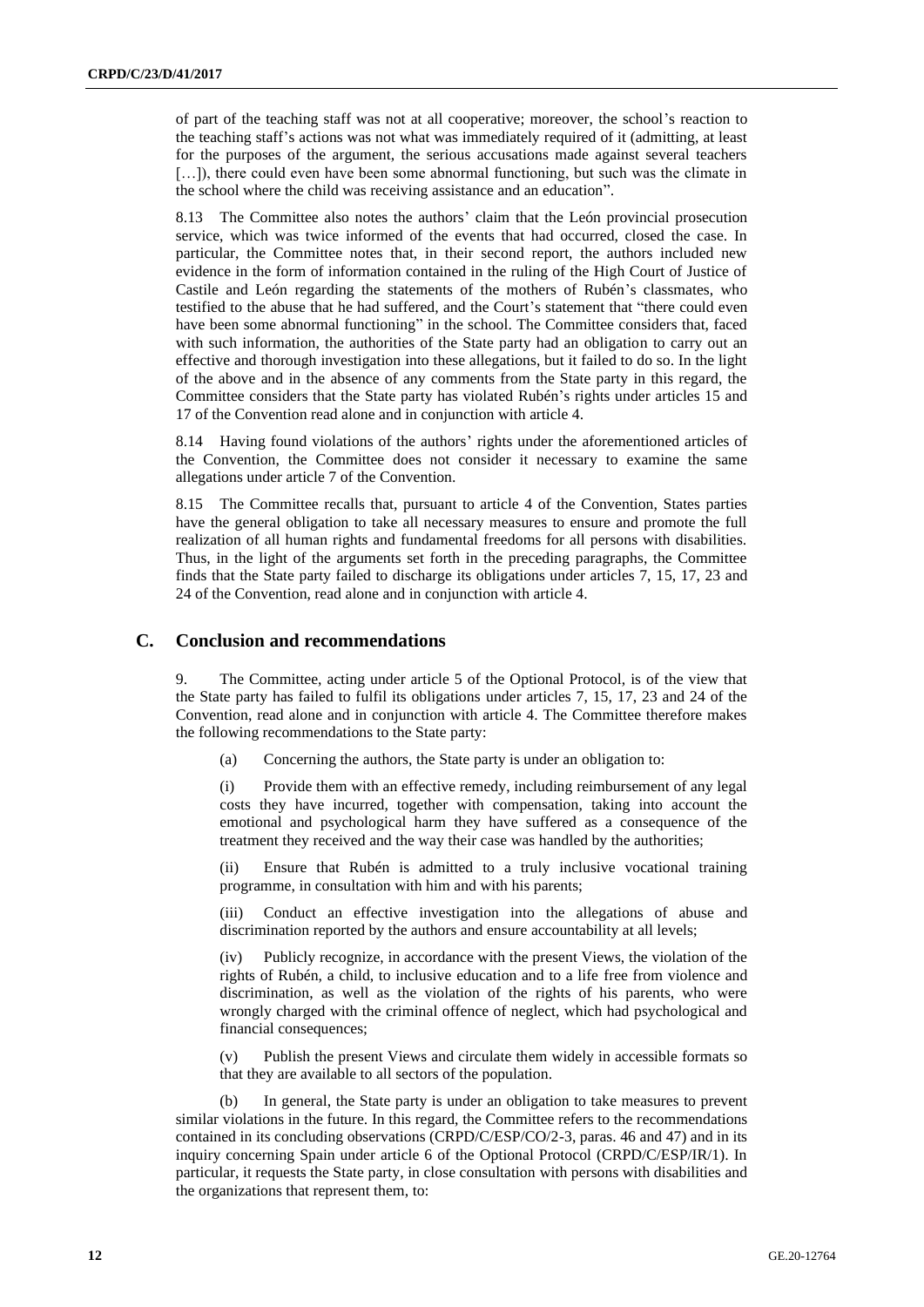of part of the teaching staff was not at all cooperative; moreover, the school's reaction to the teaching staff's actions was not what was immediately required of it (admitting, at least for the purposes of the argument, the serious accusations made against several teachers […]), there could even have been some abnormal functioning, but such was the climate in the school where the child was receiving assistance and an education".

8.13 The Committee also notes the authors' claim that the León provincial prosecution service, which was twice informed of the events that had occurred, closed the case. In particular, the Committee notes that, in their second report, the authors included new evidence in the form of information contained in the ruling of the High Court of Justice of Castile and León regarding the statements of the mothers of Rubén's classmates, who testified to the abuse that he had suffered, and the Court's statement that "there could even have been some abnormal functioning" in the school. The Committee considers that, faced with such information, the authorities of the State party had an obligation to carry out an effective and thorough investigation into these allegations, but it failed to do so. In the light of the above and in the absence of any comments from the State party in this regard, the Committee considers that the State party has violated Rubén's rights under articles 15 and 17 of the Convention read alone and in conjunction with article 4.

8.14 Having found violations of the authors' rights under the aforementioned articles of the Convention, the Committee does not consider it necessary to examine the same allegations under article 7 of the Convention.

8.15 The Committee recalls that, pursuant to article 4 of the Convention, States parties have the general obligation to take all necessary measures to ensure and promote the full realization of all human rights and fundamental freedoms for all persons with disabilities. Thus, in the light of the arguments set forth in the preceding paragraphs, the Committee finds that the State party failed to discharge its obligations under articles 7, 15, 17, 23 and 24 of the Convention, read alone and in conjunction with article 4.

## C. Conclusion and recommendations

9. The Committee, acting under article 5 of the Optional Protocol, is of the view that the State party has failed to fulfil its obligations under articles 7, 15, 17, 23 and 24 of the Convention, read alone and in conjunction with article 4. The Committee therefore makes the following recommendations to the State party:

(a) Concerning the authors, the State party is under an obligation to:

(i) Provide them with an effective remedy, including reimbursement of any legal costs they have incurred, together with compensation, taking into account the emotional and psychological harm they have suffered as a consequence of the treatment they received and the way their case was handled by the authorities;

(ii) Ensure that Rubén is admitted to a truly inclusive vocational training programme, in consultation with him and with his parents;

(iii) Conduct an effective investigation into the allegations of abuse and discrimination reported by the authors and ensure accountability at all levels;

(iv) Publicly recognize, in accordance with the present Views, the violation of the rights of Rubén, a child, to inclusive education and to a life free from violence and discrimination, as well as the violation of the rights of his parents, who were wrongly charged with the criminal offence of neglect, which had psychological and financial consequences;

(v) Publish the present Views and circulate them widely in accessible formats so that they are available to all sectors of the population.

(b) In general, the State party is under an obligation to take measures to prevent similar violations in the future. In this regard, the Committee refers to the recommendations contained in its concluding observations (CRPD/C/ESP/CO/2-3, paras. 46 and 47) and in its inquiry concerning Spain under article 6 of the Optional Protocol (CRPD/C/ESP/IR/1). In particular, it requests the State party, in close consultation with persons with disabilities and the organizations that represent them, to: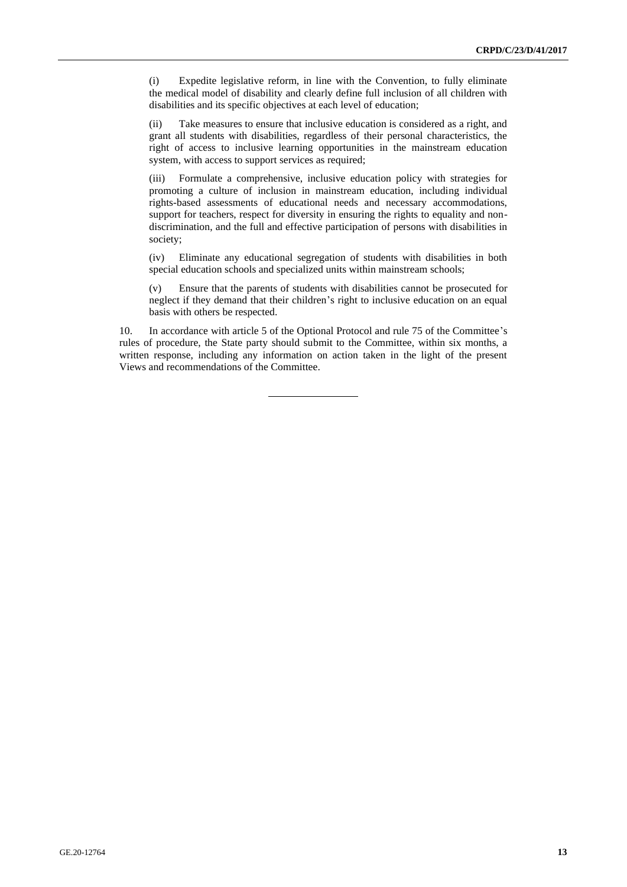(i) Expedite legislative reform, in line with the Convention, to fully eliminate the medical model of disability and clearly define full inclusion of all children with disabilities and its specific objectives at each level of education;

(ii) Take measures to ensure that inclusive education is considered as a right, and grant all students with disabilities, regardless of their personal characteristics, the right of access to inclusive learning opportunities in the mainstream education system, with access to support services as required;

(iii) Formulate a comprehensive, inclusive education policy with strategies for promoting a culture of inclusion in mainstream education, including individual rights-based assessments of educational needs and necessary accommodations, support for teachers, respect for diversity in ensuring the rights to equality and non-discrimination, and the full and effective participation of persons with disabilities in society;

(iv) Eliminate any educational segregation of students with disabilities in both special education schools and specialized units within mainstream schools;

(v) Ensure that the parents of students with disabilities cannot be prosecuted for neglect if they demand that their children's right to inclusive education on an equal basis with others be respected.

10. In accordance with article 5 of the Optional Protocol and rule 75 of the Committee's rules of procedure, the State party should submit to the Committee, within six months, a written response, including any information on action taken in the light of the present Views and recommendations of the Committee.